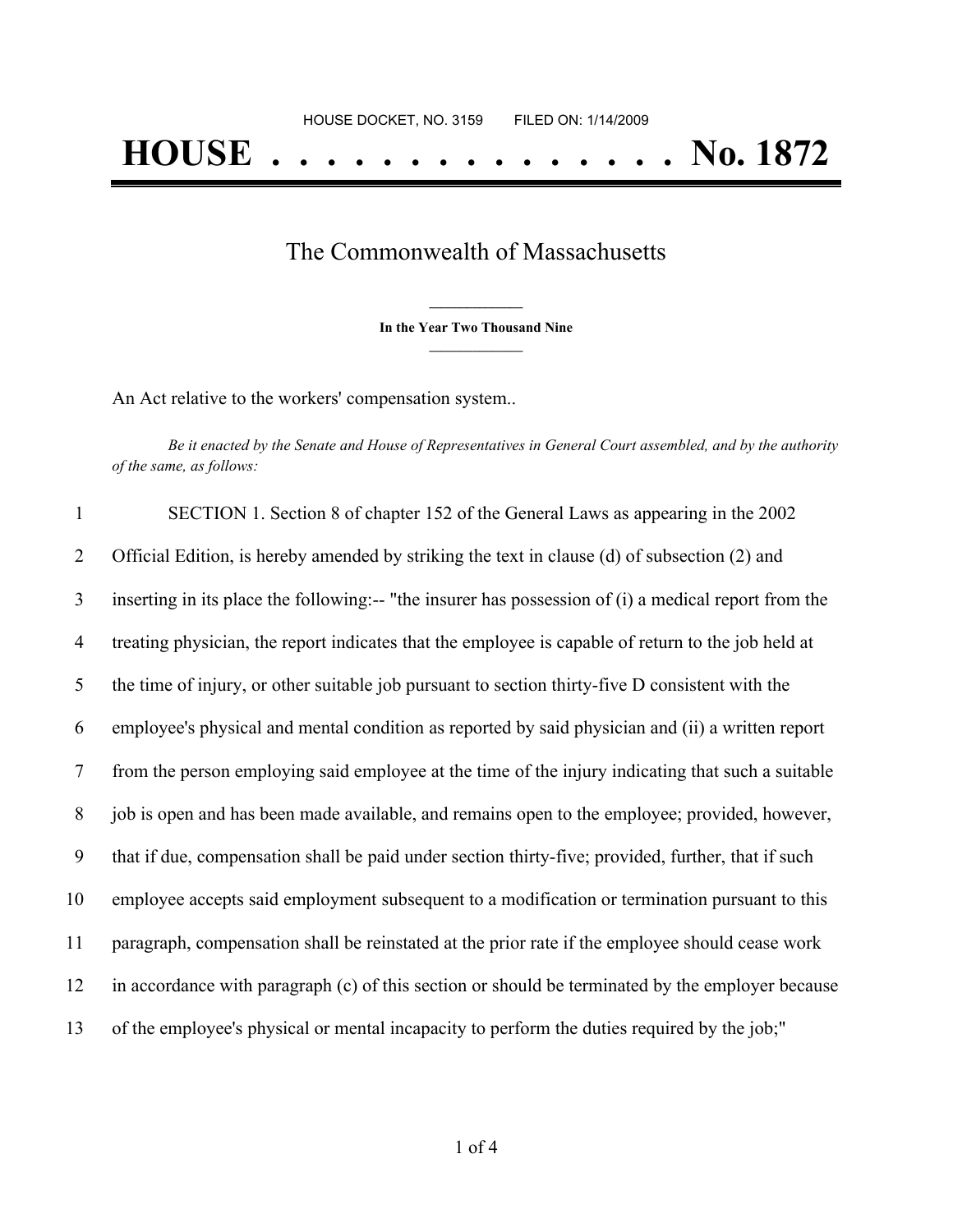HOUSE DOCKET, NO. 3159 FILED ON: 1/14/2009

# HOUSE . . . . . . . . . . . . . . . No. 1872

## The Commonwealth of Massachusetts

**In the Year Two Thousand Nine**

An Act relative to the workers' compensation system..

*Be it enacted by the Senate and House of Representatives in General Court assembled, and by the authority of the same, as follows:*

SECTION 1. Section 8 of chapter 152 of the General Laws as appearing in the 2002 Official Edition, is hereby amended by striking the text in clause (d) of subsection (2) and inserting in its place the following:-- "the insurer has possession of (i) a medical report from the treating physician, the report indicates that the employee is capable of return to the job held at the time of injury, or other suitable job pursuant to section thirty-five D consistent with the employee's physical and mental condition as reported by said physician and (ii) a written report from the person employing said employee at the time of the injury indicating that such a suitable job is open and has been made available, and remains open to the employee; provided, however, that if due, compensation shall be paid under section thirty-five; provided, further, that if such employee accepts said employment subsequent to a modification or termination pursuant to this paragraph, compensation shall be reinstated at the prior rate if the employee should cease work in accordance with paragraph (c) of this section or should be terminated by the employer because of the employee's physical or mental incapacity to perform the duties required by the job;"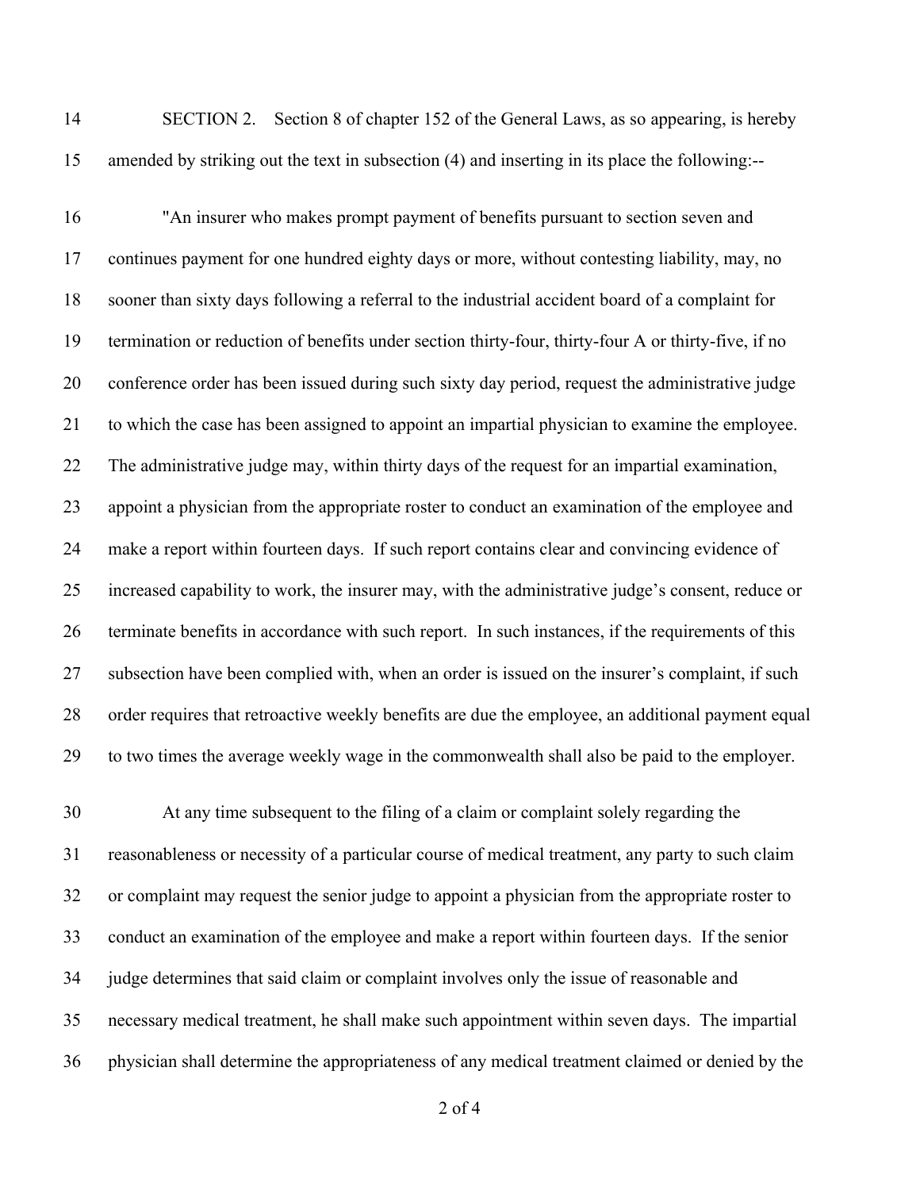SECTION 2. Section 8 of chapter 152 of the General Laws, as so appearing, is hereby amended by striking out the text in subsection (4) and inserting in its place the following:--

"An insurer who makes prompt payment of benefits pursuant to section seven and continues payment for one hundred eighty days or more, without contesting liability, may, no sooner than sixty days following a referral to the industrial accident board of a complaint for termination or reduction of benefits under section thirty-four, thirty-four A or thirty-five, if no conference order has been issued during such sixty day period, request the administrative judge to which the case has been assigned to appoint an impartial physician to examine the employee. The administrative judge may, within thirty days of the request for an impartial examination, appoint a physician from the appropriate roster to conduct an examination of the employee and make a report within fourteen days. If such report contains clear and convincing evidence of increased capability to work, the insurer may, with the administrative judge's consent, reduce or terminate benefits in accordance with such report. In such instances, if the requirements of this subsection have been complied with, when an order is issued on the insurer's complaint, if such order requires that retroactive weekly benefits are due the employee, an additional payment equal to two times the average weekly wage in the commonwealth shall also be paid to the employer.

At any time subsequent to the filing of a claim or complaint solely regarding the reasonableness or necessity of a particular course of medical treatment, any party to such claim or complaint may request the senior judge to appoint a physician from the appropriate roster to conduct an examination of the employee and make a report within fourteen days. If the senior judge determines that said claim or complaint involves only the issue of reasonable and necessary medical treatment, he shall make such appointment within seven days. The impartial physician shall determine the appropriateness of any medical treatment claimed or denied by the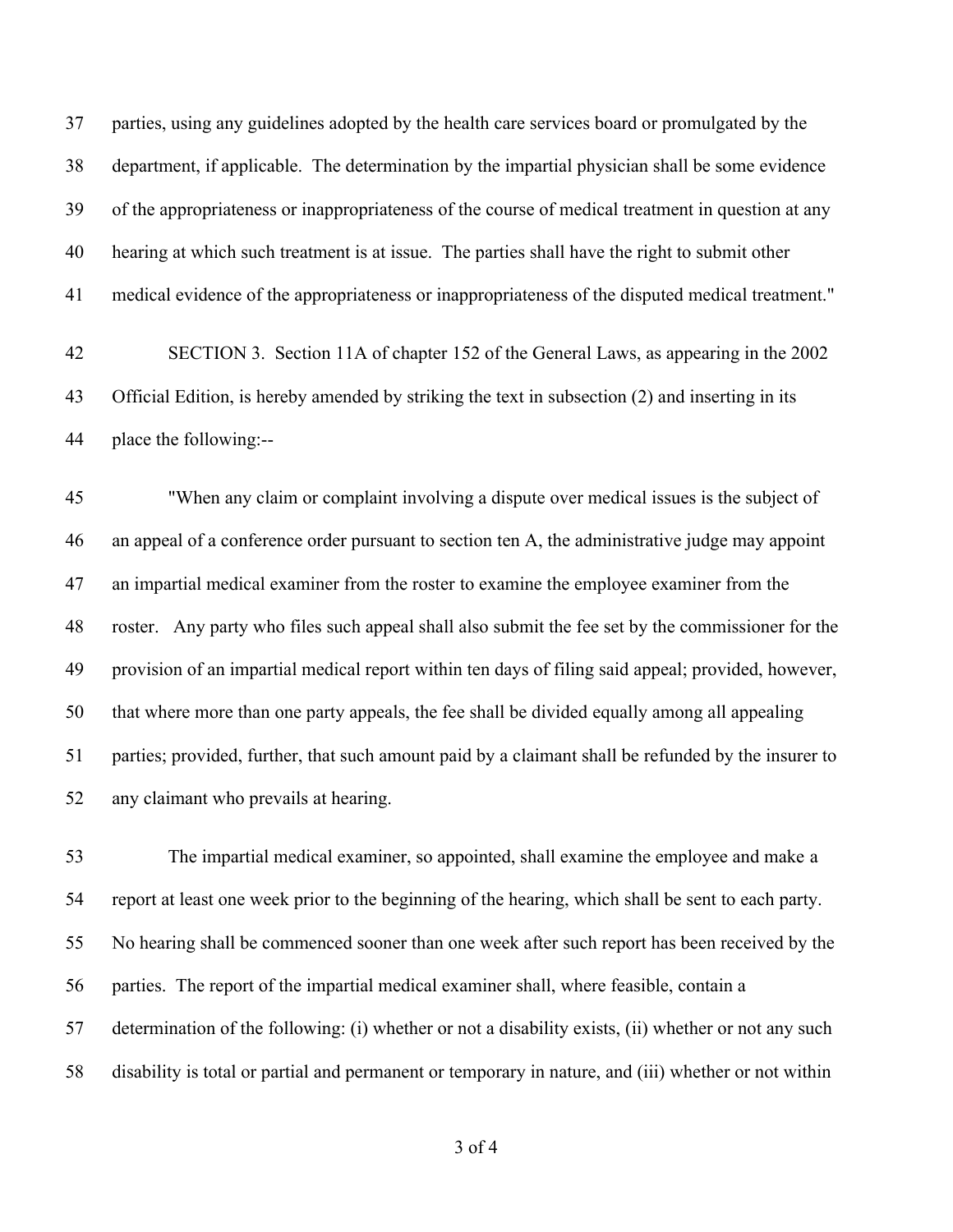parties, using any guidelines adopted by the health care services board or promulgated by the department, if applicable. The determination by the impartial physician shall be some evidence of the appropriateness or inappropriateness of the course of medical treatment in question at any hearing at which such treatment is at issue. The parties shall have the right to submit other medical evidence of the appropriateness or inappropriateness of the disputed medical treatment."

SECTION 3. Section 11A of chapter 152 of the General Laws, as appearing in the 2002 Official Edition, is hereby amended by striking the text in subsection (2) and inserting in its place the following:--

"When any claim or complaint involving a dispute over medical issues is the subject of an appeal of a conference order pursuant to section ten A, the administrative judge may appoint an impartial medical examiner from the roster to examine the employee examiner from the roster. Any party who files such appeal shall also submit the fee set by the commissioner for the provision of an impartial medical report within ten days of filing said appeal; provided, however, that where more than one party appeals, the fee shall be divided equally among all appealing parties; provided, further, that such amount paid by a claimant shall be refunded by the insurer to any claimant who prevails at hearing.

The impartial medical examiner, so appointed, shall examine the employee and make a report at least one week prior to the beginning of the hearing, which shall be sent to each party. No hearing shall be commenced sooner than one week after such report has been received by the parties. The report of the impartial medical examiner shall, where feasible, contain a determination of the following: (i) whether or not a disability exists, (ii) whether or not any such disability is total or partial and permanent or temporary in nature, and (iii) whether or not within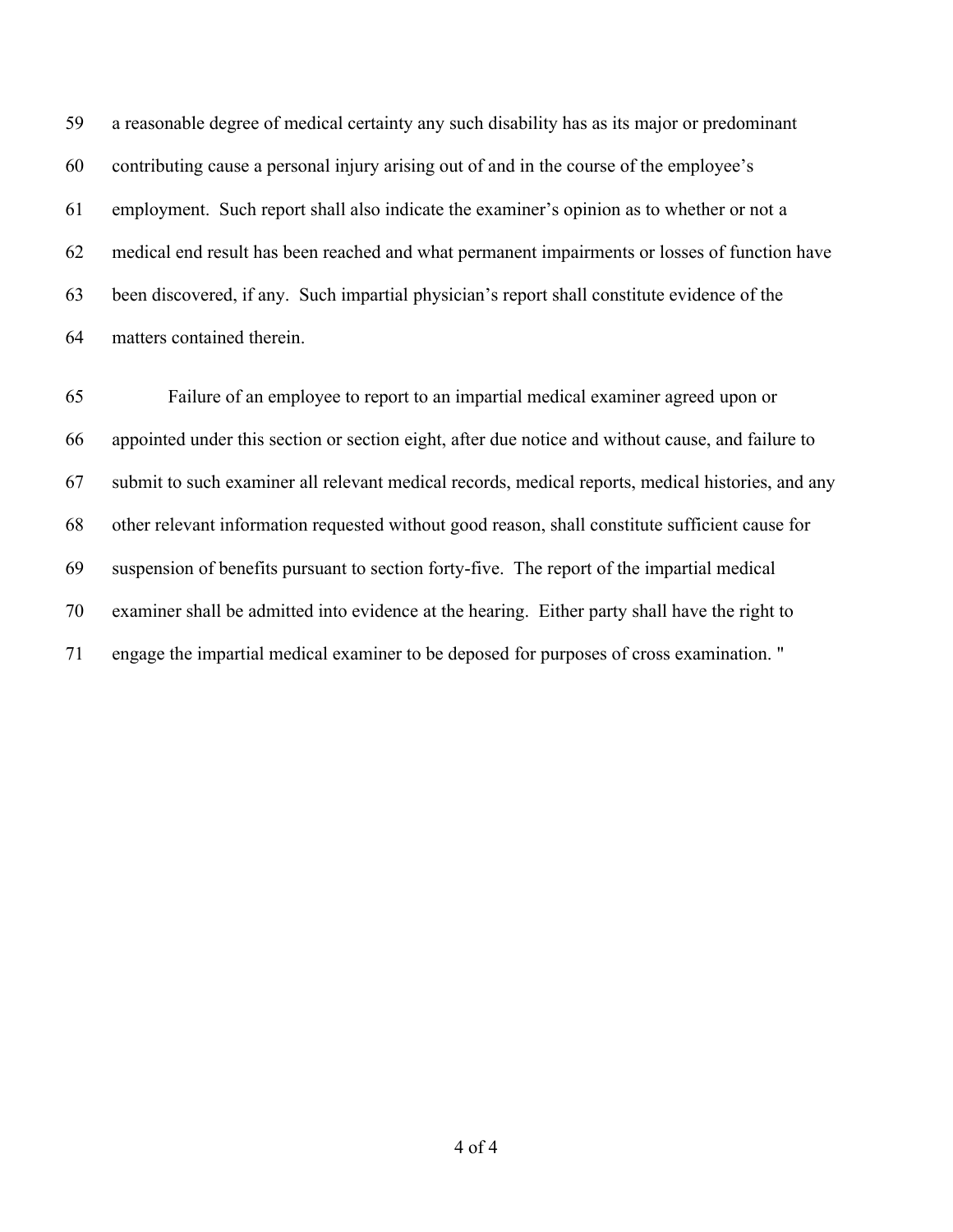a reasonable degree of medical certainty any such disability has as its major or predominant contributing cause a personal injury arising out of and in the course of the employee's employment. Such report shall also indicate the examiner's opinion as to whether or not a medical end result has been reached and what permanent impairments or losses of function have been discovered, if any. Such impartial physician's report shall constitute evidence of the matters contained therein.

Failure of an employee to report to an impartial medical examiner agreed upon or appointed under this section or section eight, after due notice and without cause, and failure to submit to such examiner all relevant medical records, medical reports, medical histories, and any other relevant information requested without good reason, shall constitute sufficient cause for suspension of benefits pursuant to section forty-five. The report of the impartial medical examiner shall be admitted into evidence at the hearing. Either party shall have the right to engage the impartial medical examiner to be deposed for purposes of cross examination. "